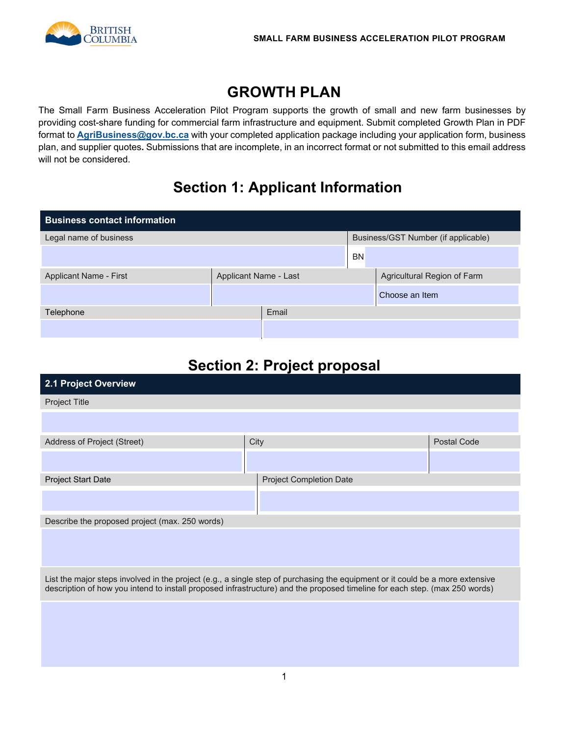# GROWTH PLAN

The Small Farm Business Acceleration Pilot Program supports the growth of small and new farm businesses by providing cost-share funding for commercial farm infrastructure and equipment. Submit completed Growth Plan in PDF format to **AgriBusiness@gov.bc.ca** with your completed application package including your application form, business plan, and supplier quotes**.** Submissions that are incomplete, in an incorrect format or not submitted to this email address will not be considered.

## Section 1: Applicant Information

| **Business contact information** | | |
|---|---|---|
| Legal name of business | | Business/GST Number (if applicable) |
| | | BN |
| Applicant Name - First | Applicant Name - Last | Agricultural Region of Farm |
| | | Choose an Item |
| Telephone | Email | |
| | | |

## Section 2: Project proposal

| **2.1 Project Overview** | | |
|---|---|---|
| Project Title | | |
| | | |
| Address of Project (Street) | City | Postal Code |
| | | |
| Project Start Date | Project Completion Date | |
| | | |
| Describe the proposed project (max. 250 words) | | |
| | | |
| List the major steps involved in the project (e.g., a single step of purchasing the equipment or it could be a more extensive description of how you intend to install proposed infrastructure) and the proposed timeline for each step. (max 250 words) | | |
| | | |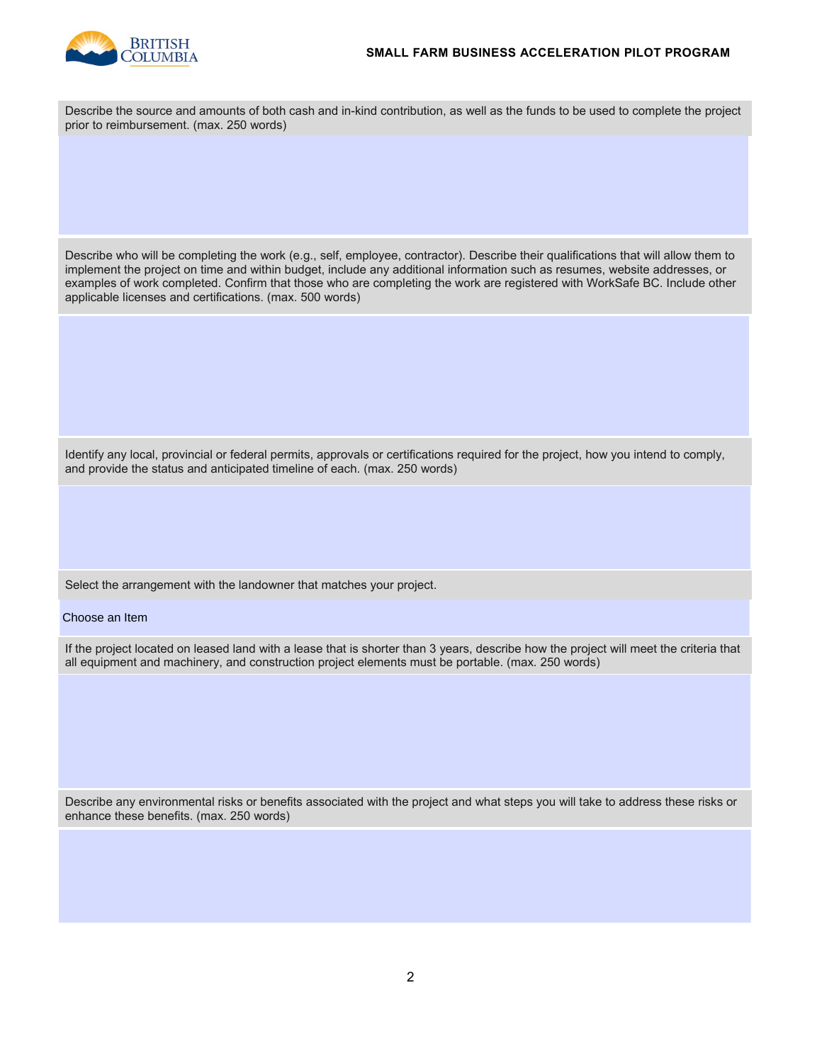Describe the source and amounts of both cash and in-kind contribution, as well as the funds to be used to complete the project prior to reimbursement. (max. 250 words)

Describe who will be completing the work (e.g., self, employee, contractor). Describe their qualifications that will allow them to implement the project on time and within budget, include any additional information such as resumes, website addresses, or examples of work completed. Confirm that those who are completing the work are registered with WorkSafe BC. Include other applicable licenses and certifications. (max. 500 words)

Identify any local, provincial or federal permits, approvals or certifications required for the project, how you intend to comply, and provide the status and anticipated timeline of each. (max. 250 words)

Select the arrangement with the landowner that matches your project.

Choose an Item

If the project located on leased land with a lease that is shorter than 3 years, describe how the project will meet the criteria that all equipment and machinery, and construction project elements must be portable. (max. 250 words)

Describe any environmental risks or benefits associated with the project and what steps you will take to address these risks or enhance these benefits. (max. 250 words)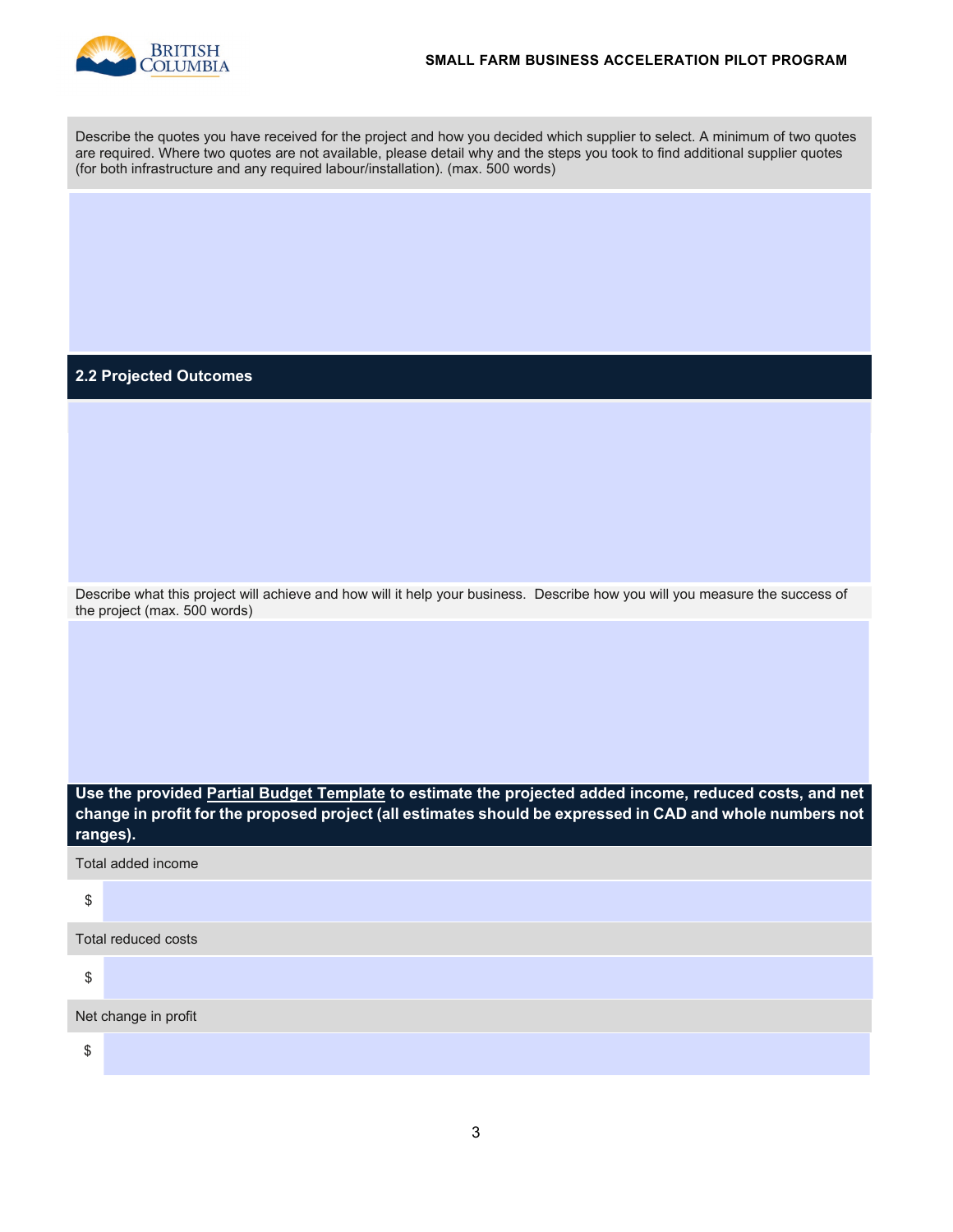Describe the quotes you have received for the project and how you decided which supplier to select. A minimum of two quotes are required. Where two quotes are not available, please detail why and the steps you took to find additional supplier quotes (for both infrastructure and any required labour/installation). (max. 500 words)

## 2.2 Projected Outcomes

Describe what this project will achieve and how will it help your business. Describe how you will you measure the success of the project (max. 500 words)

**Use the provided Partial Budget Template to estimate the projected added income, reduced costs, and net change in profit for the proposed project (all estimates should be expressed in CAD and whole numbers not ranges).**

Total added income

$

Total reduced costs

$

Net change in profit

$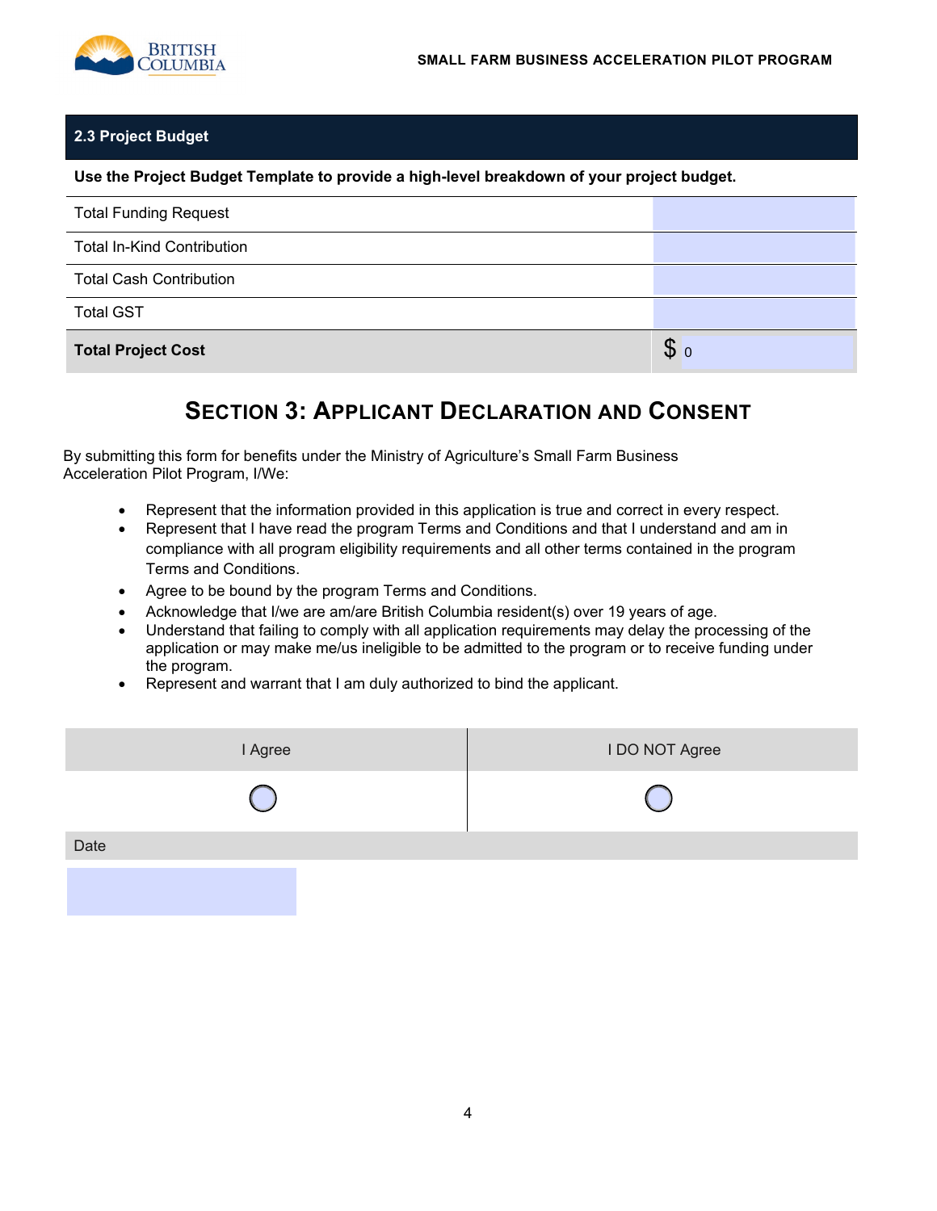## 2.3 Project Budget

**Use the Project Budget Template to provide a high-level breakdown of your project budget.**

| | |
|---|---|
| Total Funding Request | |
| Total In-Kind Contribution | |
| Total Cash Contribution | |
| Total GST | |
| **Total Project Cost** | $ 0 |

# SECTION 3: APPLICANT DECLARATION AND CONSENT

By submitting this form for benefits under the Ministry of Agriculture's Small Farm Business Acceleration Pilot Program, I/We:

- Represent that the information provided in this application is true and correct in every respect.
- Represent that I have read the program Terms and Conditions and that I understand and am in compliance with all program eligibility requirements and all other terms contained in the program Terms and Conditions.
- Agree to be bound by the program Terms and Conditions.
- Acknowledge that I/we are am/are British Columbia resident(s) over 19 years of age.
- Understand that failing to comply with all application requirements may delay the processing of the application or may make me/us ineligible to be admitted to the program or to receive funding under the program.
- Represent and warrant that I am duly authorized to bind the applicant.

| I Agree | I DO NOT Agree |
|---|---|
| ○ | ○ |

Date